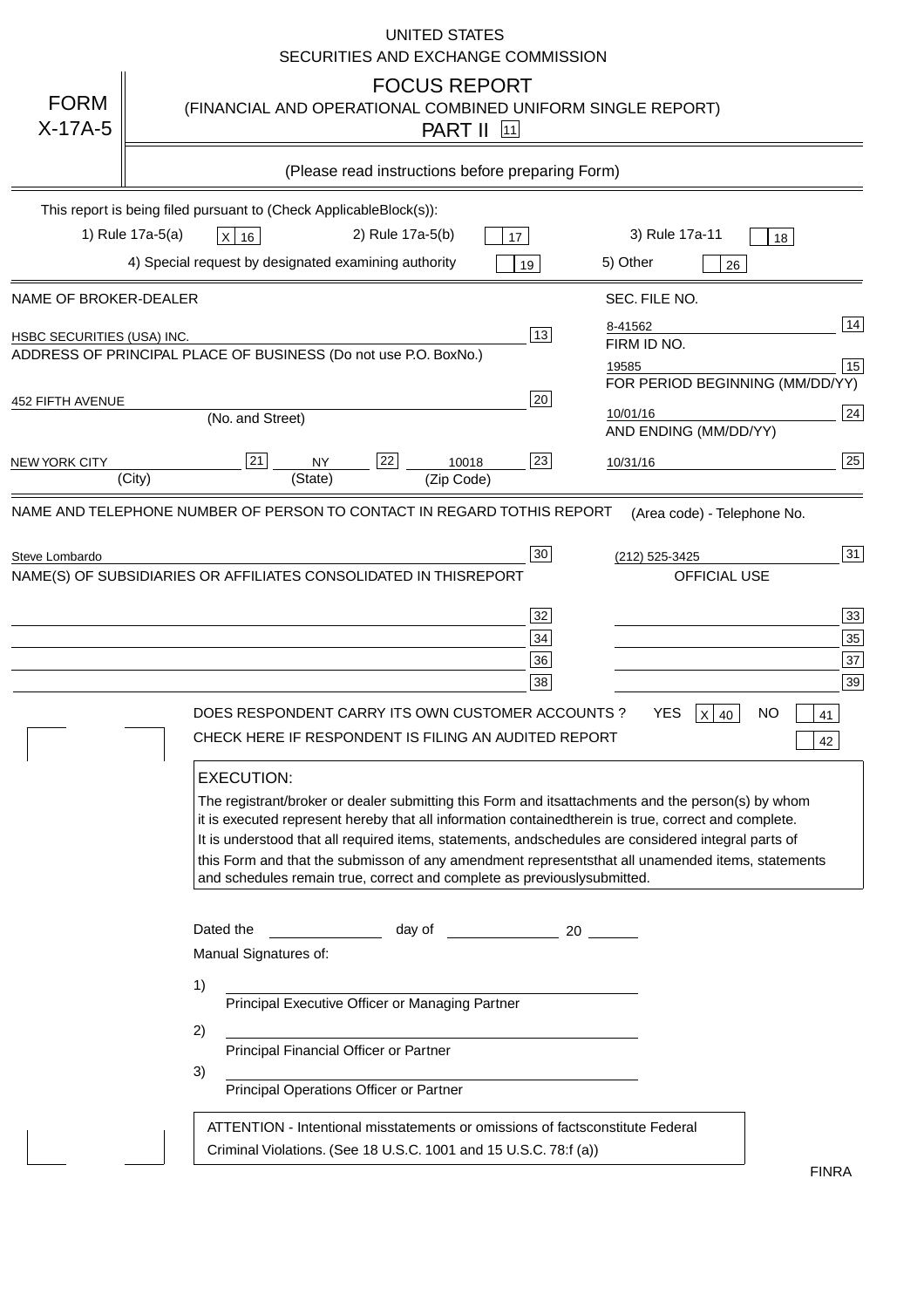UNITED STATES
SECURITIES AND EXCHANGE COMMISSION

**FORM X-17A-5**

# FOCUS REPORT

(FINANCIAL AND OPERATIONAL COMBINED UNIFORM SINGLE REPORT)

PART II [11]

(Please read instructions before preparing Form)

This report is being filed pursuant to (Check Applicable Block(s)):

1) Rule 17a-5(a) [X] 16 &nbsp;&nbsp; 2) Rule 17a-5(b) [ ] 17 &nbsp;&nbsp; 3) Rule 17a-11 [ ] 18

4) Special request by designated examining authority [ ] 19 &nbsp;&nbsp; 5) Other [ ] 26

| NAME OF BROKER-DEALER | | SEC. FILE NO. | |
|---|---|---|---|
| HSBC SECURITIES (USA) INC. | 13 | 8-41562 | 14 |
| ADDRESS OF PRINCIPAL PLACE OF BUSINESS (Do not use P.O. Box No.) | | FIRM ID NO. | |
| | | 19585 | 15 |
| | | FOR PERIOD BEGINNING (MM/DD/YY) | |
| 452 FIFTH AVENUE (No. and Street) | 20 | 10/01/16 | 24 |
| | | AND ENDING (MM/DD/YY) | |
| NEW YORK CITY (City) [21] NY (State) [22] 10018 (Zip Code) | 23 | 10/31/16 | 25 |

| NAME AND TELEPHONE NUMBER OF PERSON TO CONTACT IN REGARD TO THIS REPORT | | (Area code) - Telephone No. | |
|---|---|---|---|
| Steve Lombardo | 30 | (212) 525-3425 | 31 |
| NAME(S) OF SUBSIDIARIES OR AFFILIATES CONSOLIDATED IN THIS REPORT | | OFFICIAL USE | |
| | 32 | | 33 |
| | 34 | | 35 |
| | 36 | | 37 |
| | 38 | | 39 |

DOES RESPONDENT CARRY ITS OWN CUSTOMER ACCOUNTS? YES [X] 40 NO [ ] 41

CHECK HERE IF RESPONDENT IS FILING AN AUDITED REPORT [ ] 42

**EXECUTION:**

The registrant/broker or dealer submitting this Form and its attachments and the person(s) by whom it is executed represent hereby that all information contained therein is true, correct and complete. It is understood that all required items, statements, and schedules are considered integral parts of this Form and that the submisson of any amendment represents that all unamended items, statements and schedules remain true, correct and complete as previously submitted.

Dated the ____________ day of ____________ 20 ______

Manual Signatures of:

1) ______________________________
Principal Executive Officer or Managing Partner

2) ______________________________
Principal Financial Officer or Partner

3) ______________________________
Principal Operations Officer or Partner

ATTENTION - Intentional misstatements or omissions of facts constitute Federal Criminal Violations. (See 18 U.S.C. 1001 and 15 U.S.C. 78:f (a))

FINRA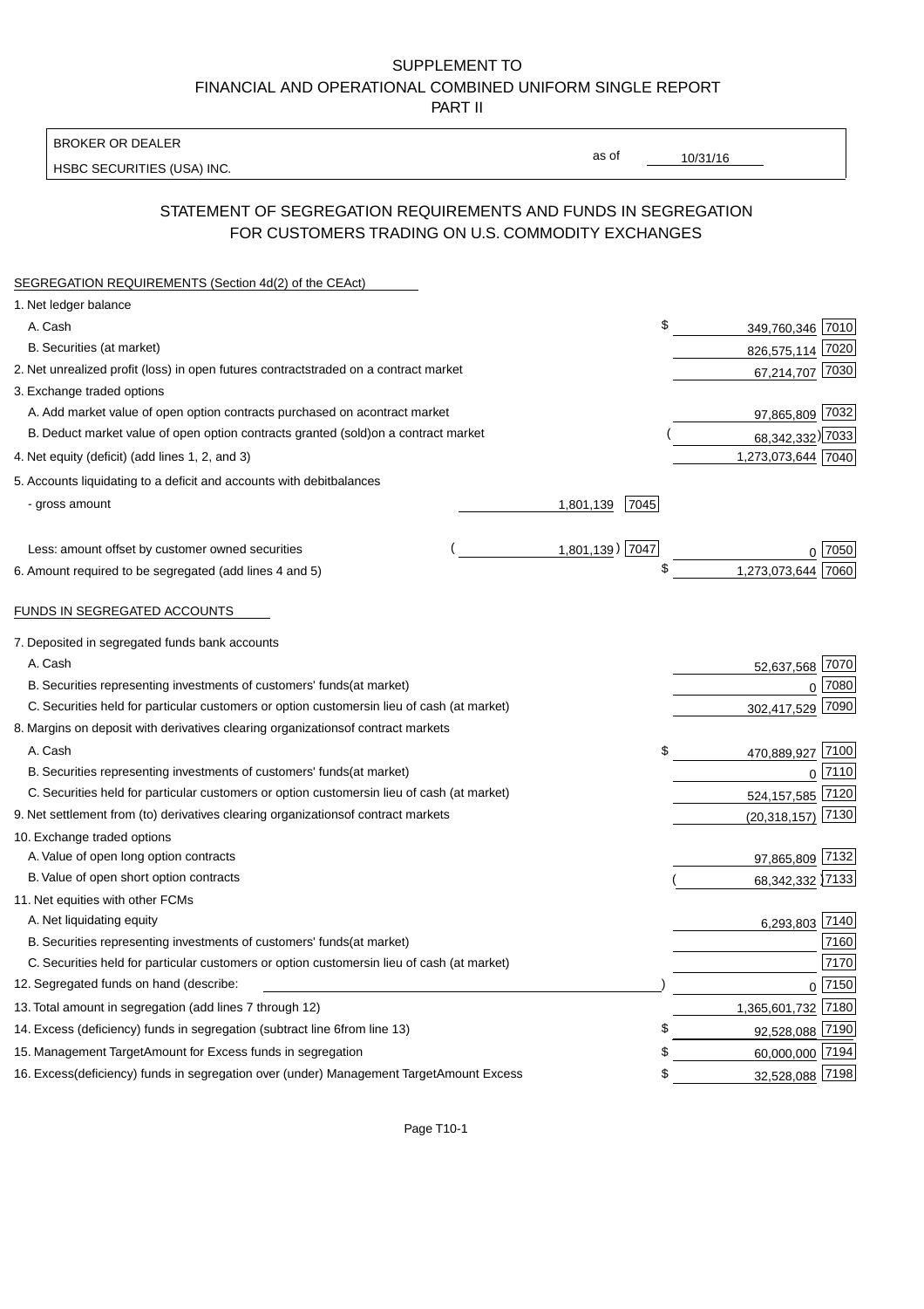SUPPLEMENT TO
FINANCIAL AND OPERATIONAL COMBINED UNIFORM SINGLE REPORT
PART II

| BROKER OR DEALER | | |
|---|---|---|
| HSBC SECURITIES (USA) INC. | as of | 10/31/16 |

## STATEMENT OF SEGREGATION REQUIREMENTS AND FUNDS IN SEGREGATION FOR CUSTOMERS TRADING ON U.S. COMMODITY EXCHANGES

SEGREGATION REQUIREMENTS (Section 4d(2) of the CEAct)

| | | | | |
|---|---|---|---|---|
| 1. Net ledger balance | | | | |
| A. Cash | | | $ 349,760,346 | 7010 |
| B. Securities (at market) | | | 826,575,114 | 7020 |
| 2. Net unrealized profit (loss) in open futures contracts traded on a contract market | | | 67,214,707 | 7030 |
| 3. Exchange traded options | | | | |
| A. Add market value of open option contracts purchased on a contract market | | | 97,865,809 | 7032 |
| B. Deduct market value of open option contracts granted (sold) on a contract market | | | (68,342,332) | 7033 |
| 4. Net equity (deficit) (add lines 1, 2, and 3) | | | 1,273,073,644 | 7040 |
| 5. Accounts liquidating to a deficit and accounts with debit balances | | | | |
| - gross amount | 1,801,139 | 7045 | | |
| Less: amount offset by customer owned securities | (1,801,139) | 7047 | 0 | 7050 |
| 6. Amount required to be segregated (add lines 4 and 5) | | | $ 1,273,073,644 | 7060 |

FUNDS IN SEGREGATED ACCOUNTS

| | | |
|---|---|---|
| 7. Deposited in segregated funds bank accounts | | |
| A. Cash | 52,637,568 | 7070 |
| B. Securities representing investments of customers' funds (at market) | 0 | 7080 |
| C. Securities held for particular customers or option customers in lieu of cash (at market) | 302,417,529 | 7090 |
| 8. Margins on deposit with derivatives clearing organizations of contract markets | | |
| A. Cash | $ 470,889,927 | 7100 |
| B. Securities representing investments of customers' funds (at market) | 0 | 7110 |
| C. Securities held for particular customers or option customers in lieu of cash (at market) | 524,157,585 | 7120 |
| 9. Net settlement from (to) derivatives clearing organizations of contract markets | (20,318,157) | 7130 |
| 10. Exchange traded options | | |
| A. Value of open long option contracts | 97,865,809 | 7132 |
| B. Value of open short option contracts | (68,342,332) | 7133 |
| 11. Net equities with other FCMs | | |
| A. Net liquidating equity | 6,293,803 | 7140 |
| B. Securities representing investments of customers' funds (at market) | | 7160 |
| C. Securities held for particular customers or option customers in lieu of cash (at market) | | 7170 |
| 12. Segregated funds on hand (describe: ) | 0 | 7150 |
| 13. Total amount in segregation (add lines 7 through 12) | 1,365,601,732 | 7180 |
| 14. Excess (deficiency) funds in segregation (subtract line 6 from line 13) | $ 92,528,088 | 7190 |
| 15. Management Target Amount for Excess funds in segregation | $ 60,000,000 | 7194 |
| 16. Excess (deficiency) funds in segregation over (under) Management Target Amount Excess | $ 32,528,088 | 7198 |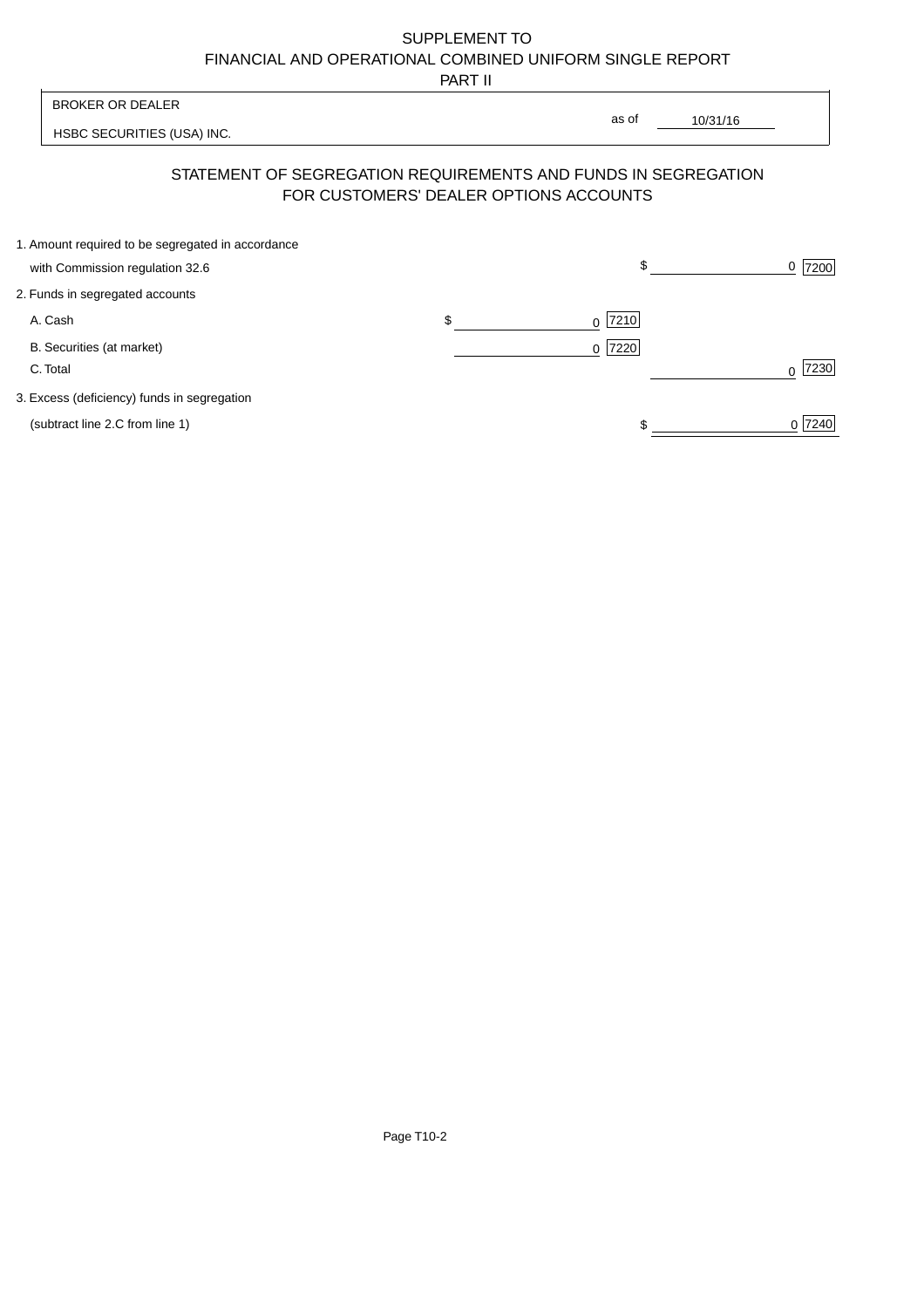SUPPLEMENT TO
FINANCIAL AND OPERATIONAL COMBINED UNIFORM SINGLE REPORT
PART II

| BROKER OR DEALER | | |
|---|---|---|
| HSBC SECURITIES (USA) INC. | as of | 10/31/16 |

## STATEMENT OF SEGREGATION REQUIREMENTS AND FUNDS IN SEGREGATION FOR CUSTOMERS' DEALER OPTIONS ACCOUNTS

| | | |
|---|---|---|
| 1. Amount required to be segregated in accordance with Commission regulation 32.6 | | $ 0 [7200] |
| 2. Funds in segregated accounts | | |
| A. Cash | $ 0 [7210] | |
| B. Securities (at market) | 0 [7220] | |
| C. Total | | 0 [7230] |
| 3. Excess (deficiency) funds in segregation (subtract line 2.C from line 1) | | $ 0 [7240] |

Page T10-2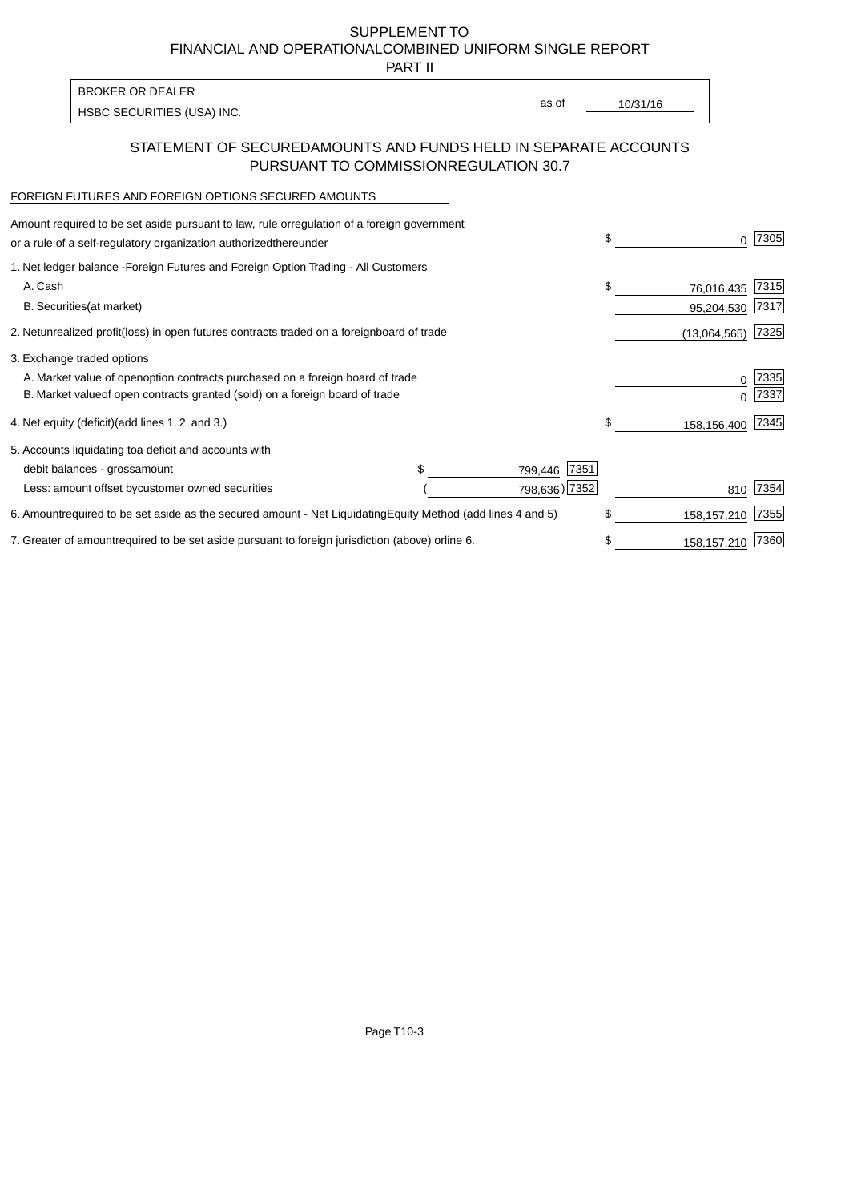SUPPLEMENT TO
FINANCIAL AND OPERATIONALCOMBINED UNIFORM SINGLE REPORT
PART II

| BROKER OR DEALER | | |
|---|---|---|
| HSBC SECURITIES (USA) INC. | as of | 10/31/16 |

## STATEMENT OF SECUREDAMOUNTS AND FUNDS HELD IN SEPARATE ACCOUNTS PURSUANT TO COMMISSIONREGULATION 30.7

FOREIGN FUTURES AND FOREIGN OPTIONS SECURED AMOUNTS

| | | | | |
|---|---|---|---|---|
| Amount required to be set aside pursuant to law, rule orregulation of a foreign government or a rule of a self-regulatory organization authorizedthereunder | | | $ 0 | 7305 |
| 1. Net ledger balance -Foreign Futures and Foreign Option Trading - All Customers | | | | |
| A. Cash | | | $ 76,016,435 | 7315 |
| B. Securities(at market) | | | 95,204,530 | 7317 |
| 2. Netunrealized profit(loss) in open futures contracts traded on a foreignboard of trade | | | (13,064,565) | 7325 |
| 3. Exchange traded options | | | | |
| A. Market value of openoption contracts purchased on a foreign board of trade | | | 0 | 7335 |
| B. Market valueof open contracts granted (sold) on a foreign board of trade | | | 0 | 7337 |
| 4. Net equity (deficit)(add lines 1. 2. and 3.) | | | $ 158,156,400 | 7345 |
| 5. Accounts liquidating toa deficit and accounts with | | | | |
| debit balances - grossamount | $ 799,446 | 7351 | | |
| Less: amount offset bycustomer owned securities | ( 798,636) | 7352 | 810 | 7354 |
| 6. Amountrequired to be set aside as the secured amount - Net LiquidatingEquity Method (add lines 4 and 5) | | | $ 158,157,210 | 7355 |
| 7. Greater of amountrequired to be set aside pursuant to foreign jurisdiction (above) orline 6. | | | $ 158,157,210 | 7360 |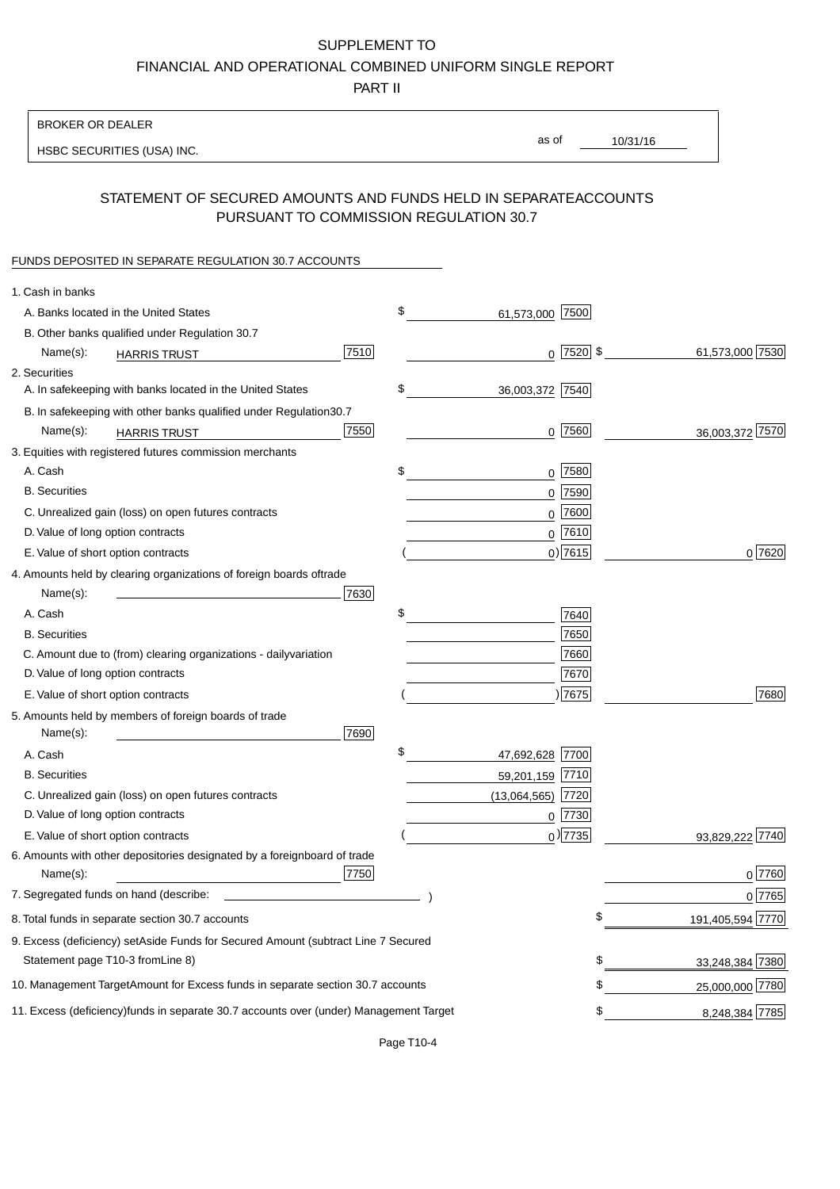SUPPLEMENT TO

FINANCIAL AND OPERATIONAL COMBINED UNIFORM SINGLE REPORT

PART II

BROKER OR DEALER

HSBC SECURITIES (USA) INC.

as of 10/31/16

## STATEMENT OF SECURED AMOUNTS AND FUNDS HELD IN SEPARATE ACCOUNTS PURSUANT TO COMMISSION REGULATION 30.7

FUNDS DEPOSITED IN SEPARATE REGULATION 30.7 ACCOUNTS

| | | | |
|---|---|---|---|
| 1. Cash in banks | | | |
| A. Banks located in the United States | | $ 61,573,000 [7500] | |
| B. Other banks qualified under Regulation 30.7 | | | |
| Name(s): HARRIS TRUST | [7510] | 0 [7520] | $ 61,573,000 [7530] |
| 2. Securities | | | |
| A. In safekeeping with banks located in the United States | | $ 36,003,372 [7540] | |
| B. In safekeeping with other banks qualified under Regulation 30.7 | | | |
| Name(s): HARRIS TRUST | [7550] | 0 [7560] | 36,003,372 [7570] |
| 3. Equities with registered futures commission merchants | | | |
| A. Cash | | $ 0 [7580] | |
| B. Securities | | 0 [7590] | |
| C. Unrealized gain (loss) on open futures contracts | | 0 [7600] | |
| D. Value of long option contracts | | 0 [7610] | |
| E. Value of short option contracts | | ( 0) [7615] | 0 [7620] |
| 4. Amounts held by clearing organizations of foreign boards of trade | | | |
| Name(s): | [7630] | | |
| A. Cash | | $ [7640] | |
| B. Securities | | [7650] | |
| C. Amount due to (from) clearing organizations - daily variation | | [7660] | |
| D. Value of long option contracts | | [7670] | |
| E. Value of short option contracts | | ( ) [7675] | [7680] |
| 5. Amounts held by members of foreign boards of trade | | | |
| Name(s): | [7690] | | |
| A. Cash | | $ 47,692,628 [7700] | |
| B. Securities | | 59,201,159 [7710] | |
| C. Unrealized gain (loss) on open futures contracts | | (13,064,565) [7720] | |
| D. Value of long option contracts | | 0 [7730] | |
| E. Value of short option contracts | | ( 0) [7735] | 93,829,222 [7740] |
| 6. Amounts with other depositories designated by a foreign board of trade | | | |
| Name(s): | [7750] | | 0 [7760] |
| 7. Segregated funds on hand (describe: ) | | | 0 [7765] |
| 8. Total funds in separate section 30.7 accounts | | | $ 191,405,594 [7770] |
| 9. Excess (deficiency) set Aside Funds for Secured Amount (subtract Line 7 Secured Statement page T10-3 from Line 8) | | | $ 33,248,384 [7380] |
| 10. Management Target Amount for Excess funds in separate section 30.7 accounts | | | $ 25,000,000 [7780] |
| 11. Excess (deficiency) funds in separate 30.7 accounts over (under) Management Target | | | $ 8,248,384 [7785] |

Page T10-4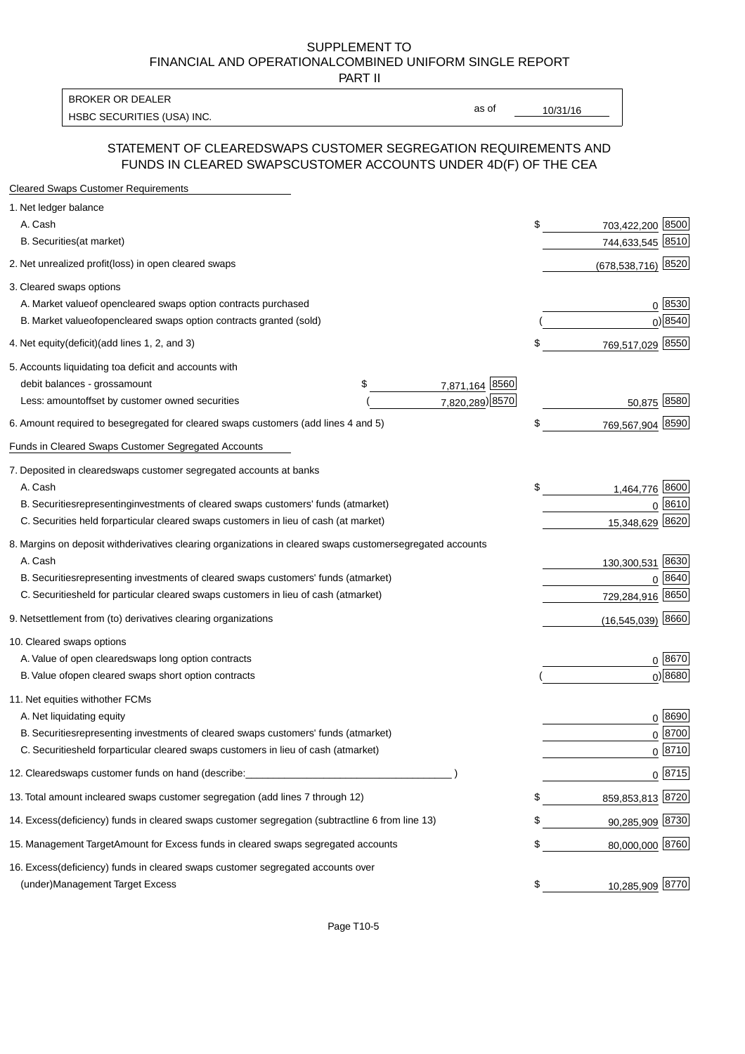SUPPLEMENT TO
FINANCIAL AND OPERATIONALCOMBINED UNIFORM SINGLE REPORT
PART II

| BROKER OR DEALER | | |
|---|---|---|
| HSBC SECURITIES (USA) INC. | as of | 10/31/16 |

## STATEMENT OF CLEAREDSWAPS CUSTOMER SEGREGATION REQUIREMENTS AND FUNDS IN CLEARED SWAPSCUSTOMER ACCOUNTS UNDER 4D(F) OF THE CEA

**Cleared Swaps Customer Requirements**

| | | | | |
|---|---|---|---|---|
| 1. Net ledger balance | | | | |
| A. Cash | | | $ 703,422,200 | 8500 |
| B. Securities(at market) | | | 744,633,545 | 8510 |
| 2. Net unrealized profit(loss) in open cleared swaps | | | (678,538,716) | 8520 |
| 3. Cleared swaps options | | | | |
| A. Market valueof opencleared swaps option contracts purchased | | | 0 | 8530 |
| B. Market valueofopencleared swaps option contracts granted (sold) | | | ( 0) | 8540 |
| 4. Net equity(deficit)(add lines 1, 2, and 3) | | | $ 769,517,029 | 8550 |
| 5. Accounts liquidating toa deficit and accounts with debit balances - grossamount | $ 7,871,164 | 8560 | | |
| Less: amountoffset by customer owned securities | ( 7,820,289) | 8570 | 50,875 | 8580 |
| 6. Amount required to besegregated for cleared swaps customers (add lines 4 and 5) | | | $ 769,567,904 | 8590 |

**Funds in Cleared Swaps Customer Segregated Accounts**

| | | |
|---|---|---|
| 7. Deposited in clearedswaps customer segregated accounts at banks | | |
| A. Cash | $ 1,464,776 | 8600 |
| B. Securitiesrepresentinginvestments of cleared swaps customers' funds (atmarket) | 0 | 8610 |
| C. Securities held forparticular cleared swaps customers in lieu of cash (at market) | 15,348,629 | 8620 |
| 8. Margins on deposit withderivatives clearing organizations in cleared swaps customersegregated accounts | | |
| A. Cash | 130,300,531 | 8630 |
| B. Securitiesrepresenting investments of cleared swaps customers' funds (atmarket) | 0 | 8640 |
| C. Securitiesheld for particular cleared swaps customers in lieu of cash (atmarket) | 729,284,916 | 8650 |
| 9. Netsettlement from (to) derivatives clearing organizations | (16,545,039) | 8660 |
| 10. Cleared swaps options | | |
| A. Value of open clearedswaps long option contracts | 0 | 8670 |
| B. Value ofopen cleared swaps short option contracts | ( 0) | 8680 |
| 11. Net equities withother FCMs | | |
| A. Net liquidating equity | 0 | 8690 |
| B. Securitiesrepresenting investments of cleared swaps customers' funds (atmarket) | 0 | 8700 |
| C. Securitiesheld forparticular cleared swaps customers in lieu of cash (atmarket) | 0 | 8710 |
| 12. Clearedswaps customer funds on hand (describe:_________________________ ) | 0 | 8715 |
| 13. Total amount incleared swaps customer segregation (add lines 7 through 12) | $ 859,853,813 | 8720 |
| 14. Excess(deficiency) funds in cleared swaps customer segregation (subtractline 6 from line 13) | $ 90,285,909 | 8730 |
| 15. Management TargetAmount for Excess funds in cleared swaps segregated accounts | $ 80,000,000 | 8760 |
| 16. Excess(deficiency) funds in cleared swaps customer segregated accounts over (under)Management Target Excess | $ 10,285,909 | 8770 |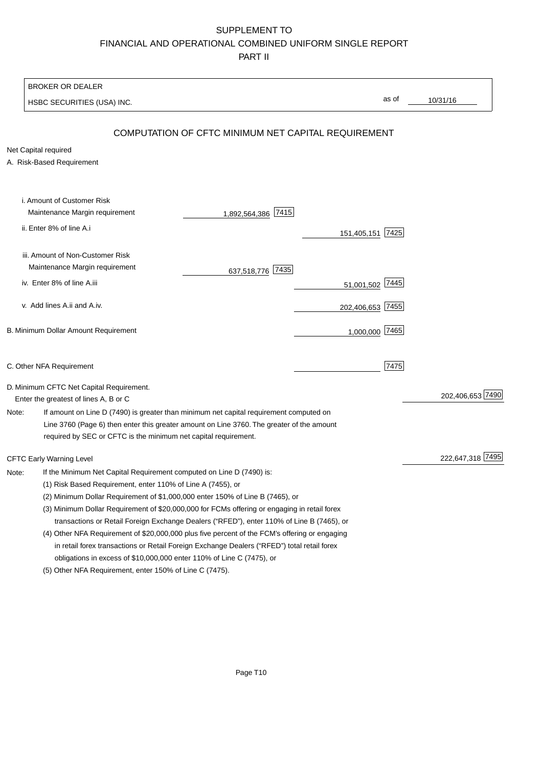# SUPPLEMENT TO FINANCIAL AND OPERATIONAL COMBINED UNIFORM SINGLE REPORT PART II

| | |
|---|---|
| BROKER OR DEALER | |
| HSBC SECURITIES (USA) INC. | as of 10/31/16 |

## COMPUTATION OF CFTC MINIMUM NET CAPITAL REQUIREMENT

Net Capital required

A. Risk-Based Requirement

| | | | |
|---|---|---|---|
| i. Amount of Customer Risk Maintenance Margin requirement | 1,892,564,386 [7415] | | |
| ii. Enter 8% of line A.i | | 151,405,151 [7425] | |
| iii. Amount of Non-Customer Risk Maintenance Margin requirement | 637,518,776 [7435] | | |
| iv. Enter 8% of line A.iii | | 51,001,502 [7445] | |
| v. Add lines A.ii and A.iv. | | 202,406,653 [7455] | |
| B. Minimum Dollar Amount Requirement | | 1,000,000 [7465] | |
| C. Other NFA Requirement | | [7475] | |
| D. Minimum CFTC Net Capital Requirement. Enter the greatest of lines A, B or C | | | 202,406,653 [7490] |

Note: If amount on Line D (7490) is greater than minimum net capital requirement computed on Line 3760 (Page 6) then enter this greater amount on Line 3760. The greater of the amount required by SEC or CFTC is the minimum net capital requirement.

CFTC Early Warning Level 222,647,318 [7495]

Note: If the Minimum Net Capital Requirement computed on Line D (7490) is:

(1) Risk Based Requirement, enter 110% of Line A (7455), or

(2) Minimum Dollar Requirement of $1,000,000 enter 150% of Line B (7465), or

(3) Minimum Dollar Requirement of $20,000,000 for FCMs offering or engaging in retail forex transactions or Retail Foreign Exchange Dealers ("RFED"), enter 110% of Line B (7465), or

(4) Other NFA Requirement of $20,000,000 plus five percent of the FCM's offering or engaging in retail forex transactions or Retail Foreign Exchange Dealers ("RFED") total retail forex obligations in excess of $10,000,000 enter 110% of Line C (7475), or

(5) Other NFA Requirement, enter 150% of Line C (7475).